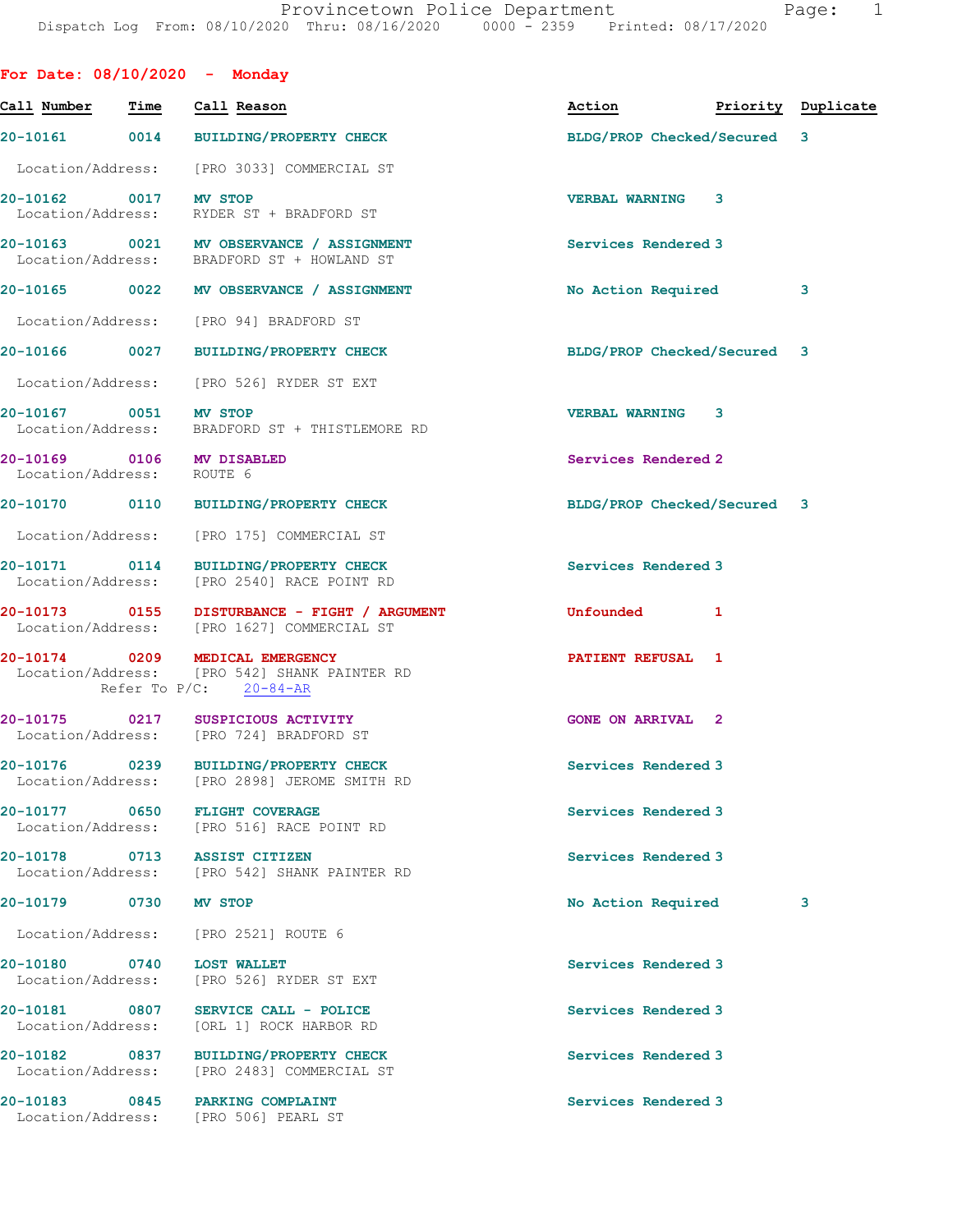# Provincetown Police Department

Dispatch Log From: 08/10/2020 Thru: 08/16/2020 0000 - 2359 Printed: 08/17/2020

## For Date: 08/10/2020 - Monday

| Call Number | Time | Call Reason | Action | Priority | Duplicate |
|---|---|---|---|---|---|
| 20-10161 | 0014 | BUILDING/PROPERTY CHECK | BLDG/PROP Checked/Secured | 3 | |
| | | Location/Address: [PRO 3033] COMMERCIAL ST | | | |
| 20-10162 | 0017 | MV STOP | VERBAL WARNING | 3 | |
| | | Location/Address: RYDER ST + BRADFORD ST | | | |
| 20-10163 | 0021 | MV OBSERVANCE / ASSIGNMENT | Services Rendered | 3 | |
| | | Location/Address: BRADFORD ST + HOWLAND ST | | | |
| 20-10165 | 0022 | MV OBSERVANCE / ASSIGNMENT | No Action Required | 3 | |
| | | Location/Address: [PRO 94] BRADFORD ST | | | |
| 20-10166 | 0027 | BUILDING/PROPERTY CHECK | BLDG/PROP Checked/Secured | 3 | |
| | | Location/Address: [PRO 526] RYDER ST EXT | | | |
| 20-10167 | 0051 | MV STOP | VERBAL WARNING | 3 | |
| | | Location/Address: BRADFORD ST + THISTLEMORE RD | | | |
| 20-10169 | 0106 | MV DISABLED | Services Rendered | 2 | |
| | | Location/Address: ROUTE 6 | | | |
| 20-10170 | 0110 | BUILDING/PROPERTY CHECK | BLDG/PROP Checked/Secured | 3 | |
| | | Location/Address: [PRO 175] COMMERCIAL ST | | | |
| 20-10171 | 0114 | BUILDING/PROPERTY CHECK | Services Rendered | 3 | |
| | | Location/Address: [PRO 2540] RACE POINT RD | | | |
| 20-10173 | 0155 | DISTURBANCE - FIGHT / ARGUMENT | Unfounded | 1 | |
| | | Location/Address: [PRO 1627] COMMERCIAL ST | | | |
| 20-10174 | 0209 | MEDICAL EMERGENCY | PATIENT REFUSAL | 1 | |
| | | Location/Address: [PRO 542] SHANK PAINTER RD<br>Refer To P/C: 20-84-AR | | | |
| 20-10175 | 0217 | SUSPICIOUS ACTIVITY | GONE ON ARRIVAL | 2 | |
| | | Location/Address: [PRO 724] BRADFORD ST | | | |
| 20-10176 | 0239 | BUILDING/PROPERTY CHECK | Services Rendered | 3 | |
| | | Location/Address: [PRO 2898] JEROME SMITH RD | | | |
| 20-10177 | 0650 | FLIGHT COVERAGE | Services Rendered | 3 | |
| | | Location/Address: [PRO 516] RACE POINT RD | | | |
| 20-10178 | 0713 | ASSIST CITIZEN | Services Rendered | 3 | |
| | | Location/Address: [PRO 542] SHANK PAINTER RD | | | |
| 20-10179 | 0730 | MV STOP | No Action Required | 3 | |
| | | Location/Address: [PRO 2521] ROUTE 6 | | | |
| 20-10180 | 0740 | LOST WALLET | Services Rendered | 3 | |
| | | Location/Address: [PRO 526] RYDER ST EXT | | | |
| 20-10181 | 0807 | SERVICE CALL - POLICE | Services Rendered | 3 | |
| | | Location/Address: [ORL 1] ROCK HARBOR RD | | | |
| 20-10182 | 0837 | BUILDING/PROPERTY CHECK | Services Rendered | 3 | |
| | | Location/Address: [PRO 2483] COMMERCIAL ST | | | |
| 20-10183 | 0845 | PARKING COMPLAINT | Services Rendered | 3 | |
| | | Location/Address: [PRO 506] PEARL ST | | | |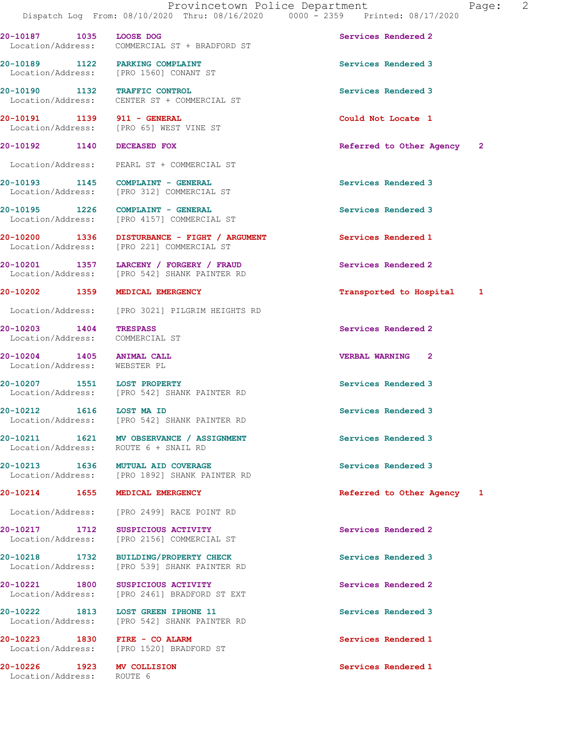| Call Number | Time | Call Reason | Action |
|---|---|---|---|
| 20-10187 | 1035 | LOOSE DOG | Services Rendered 2 |
| Location/Address: | | COMMERCIAL ST + BRADFORD ST | |
| 20-10189 | 1122 | PARKING COMPLAINT | Services Rendered 3 |
| Location/Address: | | [PRO 1560] CONANT ST | |
| 20-10190 | 1132 | TRAFFIC CONTROL | Services Rendered 3 |
| Location/Address: | | CENTER ST + COMMERCIAL ST | |
| 20-10191 | 1139 | 911 - GENERAL | Could Not Locate 1 |
| Location/Address: | | [PRO 65] WEST VINE ST | |
| 20-10192 | 1140 | DECEASED FOX | Referred to Other Agency 2 |
| Location/Address: | | PEARL ST + COMMERCIAL ST | |
| 20-10193 | 1145 | COMPLAINT - GENERAL | Services Rendered 3 |
| Location/Address: | | [PRO 312] COMMERCIAL ST | |
| 20-10195 | 1226 | COMPLAINT - GENERAL | Services Rendered 3 |
| Location/Address: | | [PRO 4157] COMMERCIAL ST | |
| 20-10200 | 1336 | DISTURBANCE - FIGHT / ARGUMENT | Services Rendered 1 |
| Location/Address: | | [PRO 221] COMMERCIAL ST | |
| 20-10201 | 1357 | LARCENY / FORGERY / FRAUD | Services Rendered 2 |
| Location/Address: | | [PRO 542] SHANK PAINTER RD | |
| 20-10202 | 1359 | MEDICAL EMERGENCY | Transported to Hospital 1 |
| Location/Address: | | [PRO 3021] PILGRIM HEIGHTS RD | |
| 20-10203 | 1404 | TRESPASS | Services Rendered 2 |
| Location/Address: | | COMMERCIAL ST | |
| 20-10204 | 1405 | ANIMAL CALL | VERBAL WARNING 2 |
| Location/Address: | | WEBSTER PL | |
| 20-10207 | 1551 | LOST PROPERTY | Services Rendered 3 |
| Location/Address: | | [PRO 542] SHANK PAINTER RD | |
| 20-10212 | 1616 | LOST MA ID | Services Rendered 3 |
| Location/Address: | | [PRO 542] SHANK PAINTER RD | |
| 20-10211 | 1621 | MV OBSERVANCE / ASSIGNMENT | Services Rendered 3 |
| Location/Address: | | ROUTE 6 + SNAIL RD | |
| 20-10213 | 1636 | MUTUAL AID COVERAGE | Services Rendered 3 |
| Location/Address: | | [PRO 1892] SHANK PAINTER RD | |
| 20-10214 | 1655 | MEDICAL EMERGENCY | Referred to Other Agency 1 |
| Location/Address: | | [PRO 2499] RACE POINT RD | |
| 20-10217 | 1712 | SUSPICIOUS ACTIVITY | Services Rendered 2 |
| Location/Address: | | [PRO 2156] COMMERCIAL ST | |
| 20-10218 | 1732 | BUILDING/PROPERTY CHECK | Services Rendered 3 |
| Location/Address: | | [PRO 539] SHANK PAINTER RD | |
| 20-10221 | 1800 | SUSPICIOUS ACTIVITY | Services Rendered 2 |
| Location/Address: | | [PRO 2461] BRADFORD ST EXT | |
| 20-10222 | 1813 | LOST GREEN IPHONE 11 | Services Rendered 3 |
| Location/Address: | | [PRO 542] SHANK PAINTER RD | |
| 20-10223 | 1830 | FIRE - CO ALARM | Services Rendered 1 |
| Location/Address: | | [PRO 1520] BRADFORD ST | |
| 20-10226 | 1923 | MV COLLISION | Services Rendered 1 |
| Location/Address: | | ROUTE 6 | |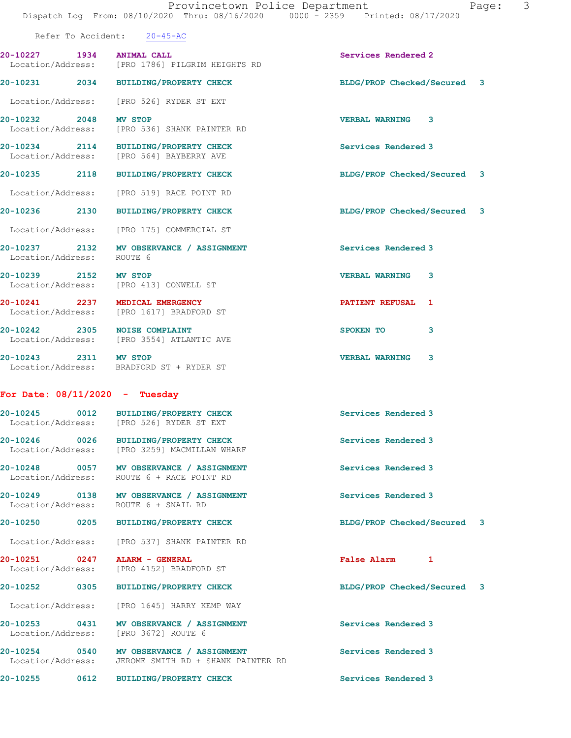Refer To Accident: 20-45-AC

20-10227 1934 ANIMAL CALL Services Rendered 2
Location/Address: [PRO 1786] PILGRIM HEIGHTS RD

20-10231 2034 BUILDING/PROPERTY CHECK BLDG/PROP Checked/Secured 3
Location/Address: [PRO 526] RYDER ST EXT

20-10232 2048 MV STOP VERBAL WARNING 3
Location/Address: [PRO 536] SHANK PAINTER RD

20-10234 2114 BUILDING/PROPERTY CHECK Services Rendered 3
Location/Address: [PRO 564] BAYBERRY AVE

20-10235 2118 BUILDING/PROPERTY CHECK BLDG/PROP Checked/Secured 3
Location/Address: [PRO 519] RACE POINT RD

20-10236 2130 BUILDING/PROPERTY CHECK BLDG/PROP Checked/Secured 3
Location/Address: [PRO 175] COMMERCIAL ST

20-10237 2132 MV OBSERVANCE / ASSIGNMENT Services Rendered 3
Location/Address: ROUTE 6

20-10239 2152 MV STOP VERBAL WARNING 3
Location/Address: [PRO 413] CONWELL ST

20-10241 2237 MEDICAL EMERGENCY PATIENT REFUSAL 1
Location/Address: [PRO 1617] BRADFORD ST

20-10242 2305 NOISE COMPLAINT SPOKEN TO 3
Location/Address: [PRO 3554] ATLANTIC AVE

20-10243 2311 MV STOP VERBAL WARNING 3
Location/Address: BRADFORD ST + RYDER ST

## For Date: 08/11/2020 - Tuesday

20-10245 0012 BUILDING/PROPERTY CHECK Services Rendered 3
Location/Address: [PRO 526] RYDER ST EXT

20-10246 0026 BUILDING/PROPERTY CHECK Services Rendered 3
Location/Address: [PRO 3259] MACMILLAN WHARF

20-10248 0057 MV OBSERVANCE / ASSIGNMENT Services Rendered 3
Location/Address: ROUTE 6 + RACE POINT RD

20-10249 0138 MV OBSERVANCE / ASSIGNMENT Services Rendered 3
Location/Address: ROUTE 6 + SNAIL RD

20-10250 0205 BUILDING/PROPERTY CHECK BLDG/PROP Checked/Secured 3
Location/Address: [PRO 537] SHANK PAINTER RD

20-10251 0247 ALARM - GENERAL False Alarm 1
Location/Address: [PRO 4152] BRADFORD ST

20-10252 0305 BUILDING/PROPERTY CHECK BLDG/PROP Checked/Secured 3
Location/Address: [PRO 1645] HARRY KEMP WAY

20-10253 0431 MV OBSERVANCE / ASSIGNMENT Services Rendered 3
Location/Address: [PRO 3672] ROUTE 6

20-10254 0540 MV OBSERVANCE / ASSIGNMENT Services Rendered 3
Location/Address: JEROME SMITH RD + SHANK PAINTER RD

20-10255 0612 BUILDING/PROPERTY CHECK Services Rendered 3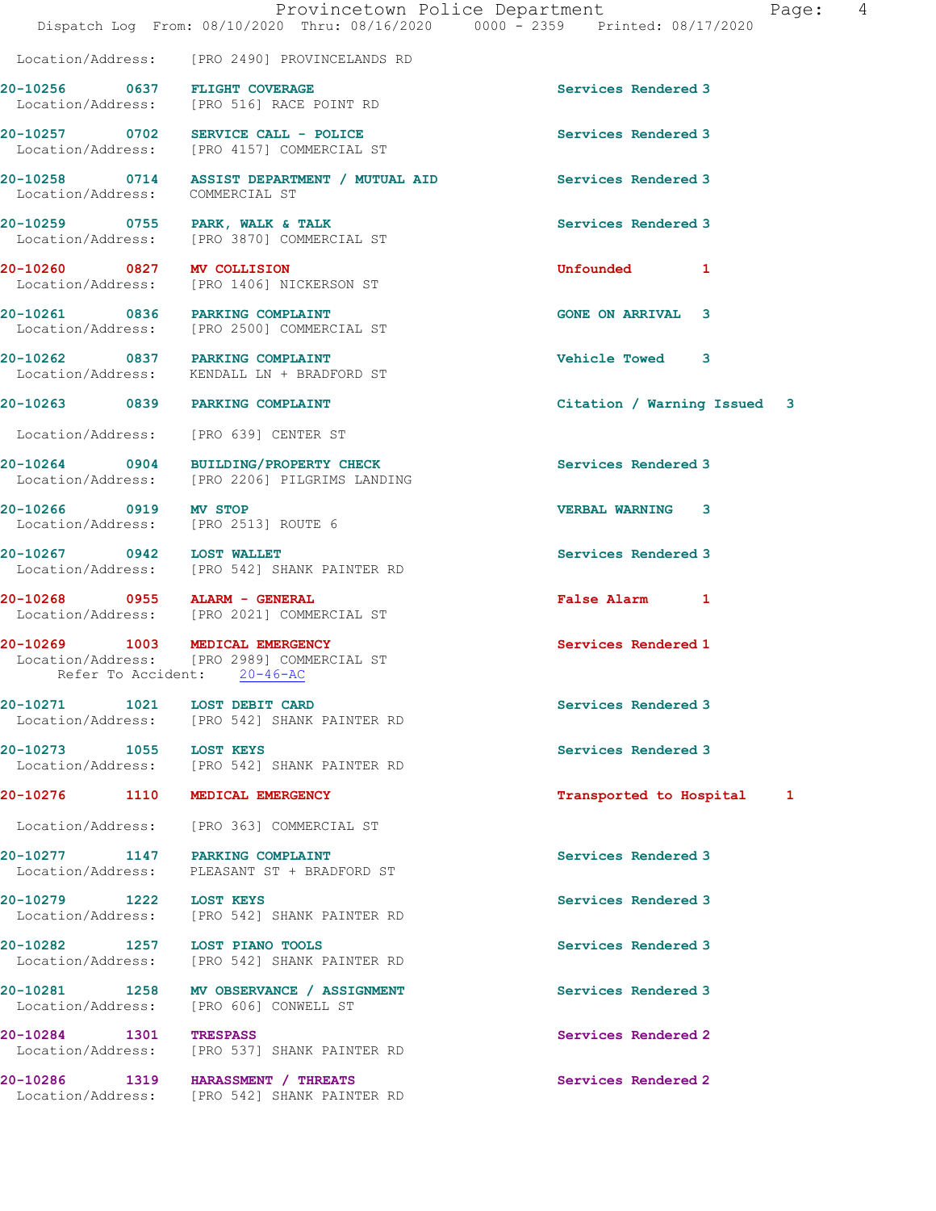Location/Address: [PRO 2490] PROVINCELANDS RD

20-10256 0637 FLIGHT COVERAGE Services Rendered 3
Location/Address: [PRO 516] RACE POINT RD

20-10257 0702 SERVICE CALL - POLICE Services Rendered 3
Location/Address: [PRO 4157] COMMERCIAL ST

20-10258 0714 ASSIST DEPARTMENT / MUTUAL AID Services Rendered 3
Location/Address: COMMERCIAL ST

20-10259 0755 PARK, WALK & TALK Services Rendered 3
Location/Address: [PRO 3870] COMMERCIAL ST

20-10260 0827 MV COLLISION Unfounded 1
Location/Address: [PRO 1406] NICKERSON ST

20-10261 0836 PARKING COMPLAINT GONE ON ARRIVAL 3
Location/Address: [PRO 2500] COMMERCIAL ST

20-10262 0837 PARKING COMPLAINT Vehicle Towed 3
Location/Address: KENDALL LN + BRADFORD ST

20-10263 0839 PARKING COMPLAINT Citation / Warning Issued 3
Location/Address: [PRO 639] CENTER ST

20-10264 0904 BUILDING/PROPERTY CHECK Services Rendered 3
Location/Address: [PRO 2206] PILGRIMS LANDING

20-10266 0919 MV STOP VERBAL WARNING 3
Location/Address: [PRO 2513] ROUTE 6

20-10267 0942 LOST WALLET Services Rendered 3
Location/Address: [PRO 542] SHANK PAINTER RD

20-10268 0955 ALARM - GENERAL False Alarm 1
Location/Address: [PRO 2021] COMMERCIAL ST

20-10269 1003 MEDICAL EMERGENCY Services Rendered 1
Location/Address: [PRO 2989] COMMERCIAL ST
Refer To Accident: 20-46-AC

20-10271 1021 LOST DEBIT CARD Services Rendered 3
Location/Address: [PRO 542] SHANK PAINTER RD

20-10273 1055 LOST KEYS Services Rendered 3
Location/Address: [PRO 542] SHANK PAINTER RD

20-10276 1110 MEDICAL EMERGENCY Transported to Hospital 1
Location/Address: [PRO 363] COMMERCIAL ST

20-10277 1147 PARKING COMPLAINT Services Rendered 3
Location/Address: PLEASANT ST + BRADFORD ST

20-10279 1222 LOST KEYS Services Rendered 3
Location/Address: [PRO 542] SHANK PAINTER RD

20-10282 1257 LOST PIANO TOOLS Services Rendered 3
Location/Address: [PRO 542] SHANK PAINTER RD

20-10281 1258 MV OBSERVANCE / ASSIGNMENT Services Rendered 3
Location/Address: [PRO 606] CONWELL ST

20-10284 1301 TRESPASS Services Rendered 2
Location/Address: [PRO 537] SHANK PAINTER RD

20-10286 1319 HARASSMENT / THREATS Services Rendered 2
Location/Address: [PRO 542] SHANK PAINTER RD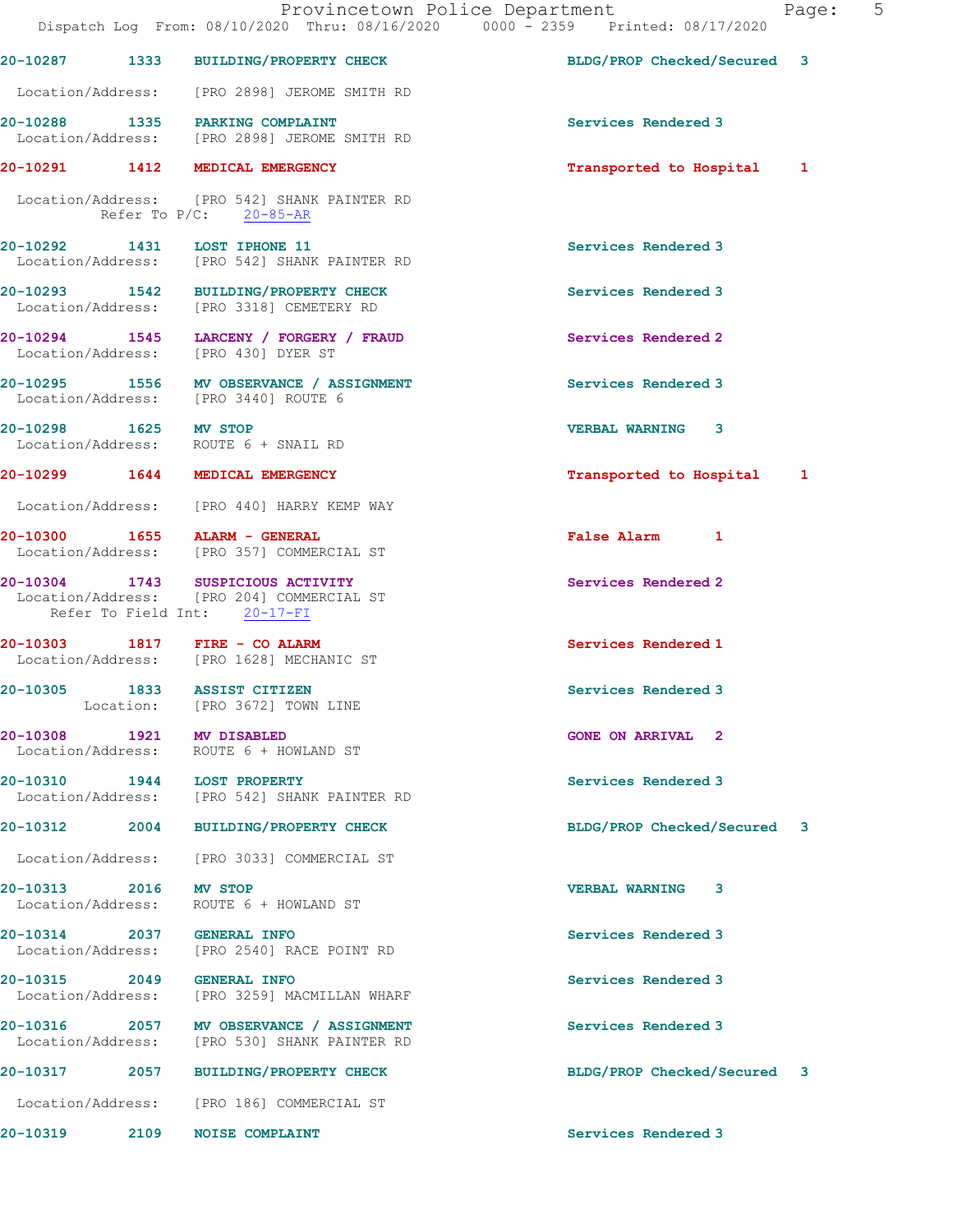20-10287 1333 BUILDING/PROPERTY CHECK BLDG/PROP Checked/Secured 3

Location/Address: [PRO 2898] JEROME SMITH RD

20-10288 1335 PARKING COMPLAINT Services Rendered 3
Location/Address: [PRO 2898] JEROME SMITH RD

20-10291 1412 MEDICAL EMERGENCY Transported to Hospital 1

Location/Address: [PRO 542] SHANK PAINTER RD
Refer To P/C: 20-85-AR

20-10292 1431 LOST IPHONE 11 Services Rendered 3
Location/Address: [PRO 542] SHANK PAINTER RD

20-10293 1542 BUILDING/PROPERTY CHECK Services Rendered 3
Location/Address: [PRO 3318] CEMETERY RD

20-10294 1545 LARCENY / FORGERY / FRAUD Services Rendered 2
Location/Address: [PRO 430] DYER ST

20-10295 1556 MV OBSERVANCE / ASSIGNMENT Services Rendered 3
Location/Address: [PRO 3440] ROUTE 6

20-10298 1625 MV STOP VERBAL WARNING 3
Location/Address: ROUTE 6 + SNAIL RD

20-10299 1644 MEDICAL EMERGENCY Transported to Hospital 1

Location/Address: [PRO 440] HARRY KEMP WAY

20-10300 1655 ALARM - GENERAL False Alarm 1
Location/Address: [PRO 357] COMMERCIAL ST

20-10304 1743 SUSPICIOUS ACTIVITY Services Rendered 2
Location/Address: [PRO 204] COMMERCIAL ST
Refer To Field Int: 20-17-FI

20-10303 1817 FIRE - CO ALARM Services Rendered 1
Location/Address: [PRO 1628] MECHANIC ST

20-10305 1833 ASSIST CITIZEN Services Rendered 3
Location: [PRO 3672] TOWN LINE

20-10308 1921 MV DISABLED GONE ON ARRIVAL 2
Location/Address: ROUTE 6 + HOWLAND ST

20-10310 1944 LOST PROPERTY Services Rendered 3
Location/Address: [PRO 542] SHANK PAINTER RD

20-10312 2004 BUILDING/PROPERTY CHECK BLDG/PROP Checked/Secured 3

Location/Address: [PRO 3033] COMMERCIAL ST

20-10313 2016 MV STOP VERBAL WARNING 3
Location/Address: ROUTE 6 + HOWLAND ST

20-10314 2037 GENERAL INFO Services Rendered 3
Location/Address: [PRO 2540] RACE POINT RD

20-10315 2049 GENERAL INFO Services Rendered 3
Location/Address: [PRO 3259] MACMILLAN WHARF

20-10316 2057 MV OBSERVANCE / ASSIGNMENT Services Rendered 3
Location/Address: [PRO 530] SHANK PAINTER RD

20-10317 2057 BUILDING/PROPERTY CHECK BLDG/PROP Checked/Secured 3

Location/Address: [PRO 186] COMMERCIAL ST

20-10319 2109 NOISE COMPLAINT Services Rendered 3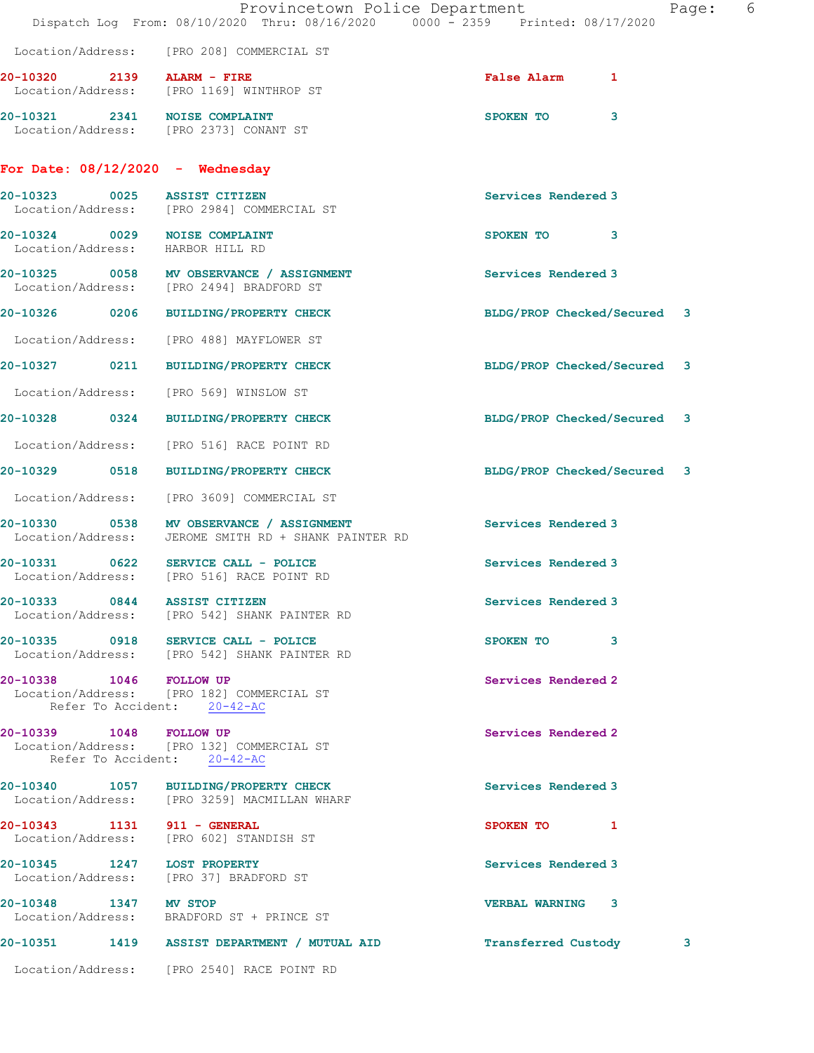Location/Address: [PRO 208] COMMERCIAL ST

**20-10320 2139 ALARM - FIRE** False Alarm 1
Location/Address: [PRO 1169] WINTHROP ST

**20-10321 2341 NOISE COMPLAINT** SPOKEN TO 3
Location/Address: [PRO 2373] CONANT ST

## For Date: 08/12/2020 - Wednesday

**20-10323 0025 ASSIST CITIZEN** Services Rendered 3
Location/Address: [PRO 2984] COMMERCIAL ST

**20-10324 0029 NOISE COMPLAINT** SPOKEN TO 3
Location/Address: HARBOR HILL RD

**20-10325 0058 MV OBSERVANCE / ASSIGNMENT** Services Rendered 3
Location/Address: [PRO 2494] BRADFORD ST

**20-10326 0206 BUILDING/PROPERTY CHECK** BLDG/PROP Checked/Secured 3
Location/Address: [PRO 488] MAYFLOWER ST

**20-10327 0211 BUILDING/PROPERTY CHECK** BLDG/PROP Checked/Secured 3
Location/Address: [PRO 569] WINSLOW ST

**20-10328 0324 BUILDING/PROPERTY CHECK** BLDG/PROP Checked/Secured 3
Location/Address: [PRO 516] RACE POINT RD

**20-10329 0518 BUILDING/PROPERTY CHECK** BLDG/PROP Checked/Secured 3
Location/Address: [PRO 3609] COMMERCIAL ST

**20-10330 0538 MV OBSERVANCE / ASSIGNMENT** Services Rendered 3
Location/Address: JEROME SMITH RD + SHANK PAINTER RD

**20-10331 0622 SERVICE CALL - POLICE** Services Rendered 3
Location/Address: [PRO 516] RACE POINT RD

**20-10333 0844 ASSIST CITIZEN** Services Rendered 3
Location/Address: [PRO 542] SHANK PAINTER RD

**20-10335 0918 SERVICE CALL - POLICE** SPOKEN TO 3
Location/Address: [PRO 542] SHANK PAINTER RD

**20-10338 1046 FOLLOW UP** Services Rendered 2
Location/Address: [PRO 182] COMMERCIAL ST
Refer To Accident: 20-42-AC

**20-10339 1048 FOLLOW UP** Services Rendered 2
Location/Address: [PRO 132] COMMERCIAL ST
Refer To Accident: 20-42-AC

**20-10340 1057 BUILDING/PROPERTY CHECK** Services Rendered 3
Location/Address: [PRO 3259] MACMILLAN WHARF

**20-10343 1131 911 - GENERAL** SPOKEN TO 1
Location/Address: [PRO 602] STANDISH ST

**20-10345 1247 LOST PROPERTY** Services Rendered 3
Location/Address: [PRO 37] BRADFORD ST

**20-10348 1347 MV STOP** VERBAL WARNING 3
Location/Address: BRADFORD ST + PRINCE ST

**20-10351 1419 ASSIST DEPARTMENT / MUTUAL AID** Transferred Custody 3
Location/Address: [PRO 2540] RACE POINT RD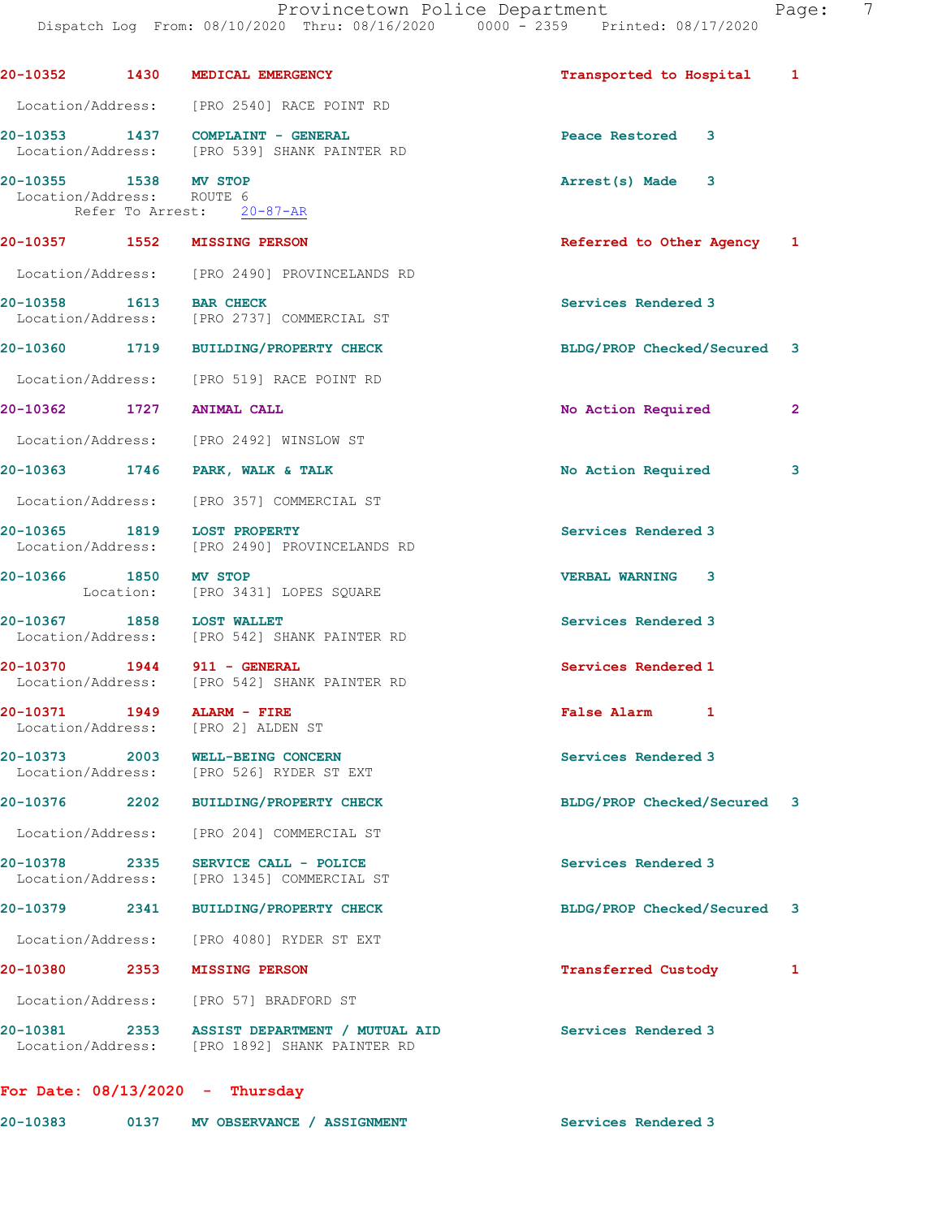20-10352 1430 MEDICAL EMERGENCY Transported to Hospital 1

Location/Address: [PRO 2540] RACE POINT RD

20-10353 1437 COMPLAINT - GENERAL Peace Restored 3
Location/Address: [PRO 539] SHANK PAINTER RD

20-10355 1538 MV STOP Arrest(s) Made 3
Location/Address: ROUTE 6
Refer To Arrest: 20-87-AR

20-10357 1552 MISSING PERSON Referred to Other Agency 1

Location/Address: [PRO 2490] PROVINCELANDS RD

20-10358 1613 BAR CHECK Services Rendered 3
Location/Address: [PRO 2737] COMMERCIAL ST

20-10360 1719 BUILDING/PROPERTY CHECK BLDG/PROP Checked/Secured 3

Location/Address: [PRO 519] RACE POINT RD

20-10362 1727 ANIMAL CALL No Action Required 2

Location/Address: [PRO 2492] WINSLOW ST

20-10363 1746 PARK, WALK & TALK No Action Required 3

Location/Address: [PRO 357] COMMERCIAL ST

20-10365 1819 LOST PROPERTY Services Rendered 3
Location/Address: [PRO 2490] PROVINCELANDS RD

20-10366 1850 MV STOP VERBAL WARNING 3
Location: [PRO 3431] LOPES SQUARE

20-10367 1858 LOST WALLET Services Rendered 3
Location/Address: [PRO 542] SHANK PAINTER RD

20-10370 1944 911 - GENERAL Services Rendered 1
Location/Address: [PRO 542] SHANK PAINTER RD

20-10371 1949 ALARM - FIRE False Alarm 1
Location/Address: [PRO 2] ALDEN ST

20-10373 2003 WELL-BEING CONCERN Services Rendered 3
Location/Address: [PRO 526] RYDER ST EXT

20-10376 2202 BUILDING/PROPERTY CHECK BLDG/PROP Checked/Secured 3

Location/Address: [PRO 204] COMMERCIAL ST

20-10378 2335 SERVICE CALL - POLICE Services Rendered 3
Location/Address: [PRO 1345] COMMERCIAL ST

20-10379 2341 BUILDING/PROPERTY CHECK BLDG/PROP Checked/Secured 3

Location/Address: [PRO 4080] RYDER ST EXT

20-10380 2353 MISSING PERSON Transferred Custody 1

Location/Address: [PRO 57] BRADFORD ST

20-10381 2353 ASSIST DEPARTMENT / MUTUAL AID Services Rendered 3
Location/Address: [PRO 1892] SHANK PAINTER RD

**For Date: 08/13/2020 - Thursday**

20-10383 0137 MV OBSERVANCE / ASSIGNMENT Services Rendered 3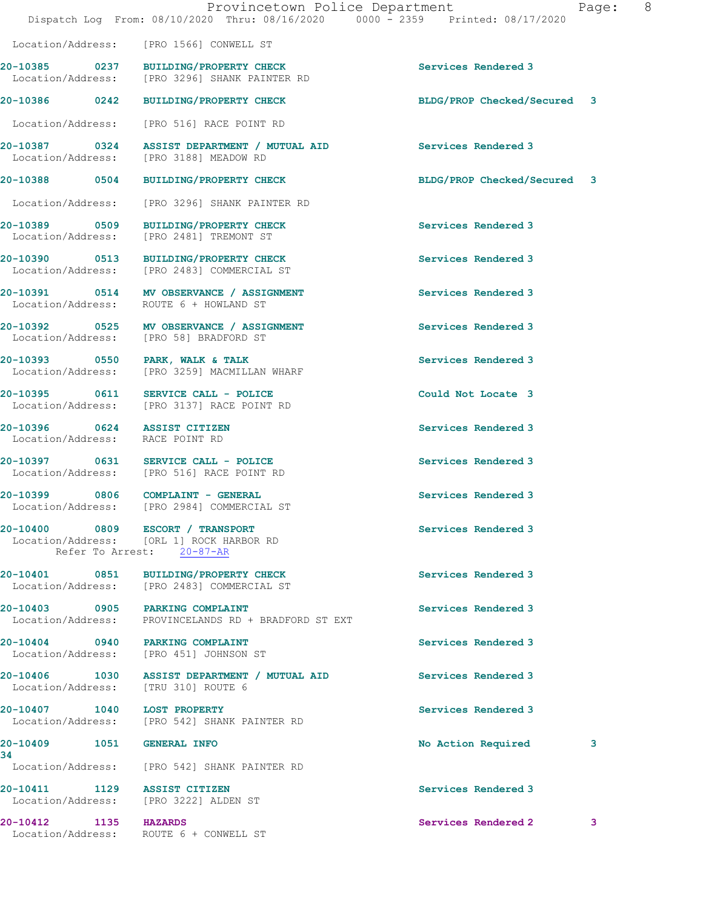Location/Address: [PRO 1566] CONWELL ST

| Call # | Time | Call Reason | Action | Priority |
|---|---|---|---|---|
| 20-10385 | 0237 | BUILDING/PROPERTY CHECK | Services Rendered | 3 |
| | | Location/Address: [PRO 3296] SHANK PAINTER RD | | |
| 20-10386 | 0242 | BUILDING/PROPERTY CHECK | BLDG/PROP Checked/Secured | 3 |
| | | Location/Address: [PRO 516] RACE POINT RD | | |
| 20-10387 | 0324 | ASSIST DEPARTMENT / MUTUAL AID | Services Rendered | 3 |
| | | Location/Address: [PRO 3188] MEADOW RD | | |
| 20-10388 | 0504 | BUILDING/PROPERTY CHECK | BLDG/PROP Checked/Secured | 3 |
| | | Location/Address: [PRO 3296] SHANK PAINTER RD | | |
| 20-10389 | 0509 | BUILDING/PROPERTY CHECK | Services Rendered | 3 |
| | | Location/Address: [PRO 2481] TREMONT ST | | |
| 20-10390 | 0513 | BUILDING/PROPERTY CHECK | Services Rendered | 3 |
| | | Location/Address: [PRO 2483] COMMERCIAL ST | | |
| 20-10391 | 0514 | MV OBSERVANCE / ASSIGNMENT | Services Rendered | 3 |
| | | Location/Address: ROUTE 6 + HOWLAND ST | | |
| 20-10392 | 0525 | MV OBSERVANCE / ASSIGNMENT | Services Rendered | 3 |
| | | Location/Address: [PRO 58] BRADFORD ST | | |
| 20-10393 | 0550 | PARK, WALK & TALK | Services Rendered | 3 |
| | | Location/Address: [PRO 3259] MACMILLAN WHARF | | |
| 20-10395 | 0611 | SERVICE CALL - POLICE | Could Not Locate | 3 |
| | | Location/Address: [PRO 3137] RACE POINT RD | | |
| 20-10396 | 0624 | ASSIST CITIZEN | Services Rendered | 3 |
| | | Location/Address: RACE POINT RD | | |
| 20-10397 | 0631 | SERVICE CALL - POLICE | Services Rendered | 3 |
| | | Location/Address: [PRO 516] RACE POINT RD | | |
| 20-10399 | 0806 | COMPLAINT - GENERAL | Services Rendered | 3 |
| | | Location/Address: [PRO 2984] COMMERCIAL ST | | |
| 20-10400 | 0809 | ESCORT / TRANSPORT | Services Rendered | 3 |
| | | Location/Address: [ORL 1] ROCK HARBOR RD; Refer To Arrest: 20-87-AR | | |
| 20-10401 | 0851 | BUILDING/PROPERTY CHECK | Services Rendered | 3 |
| | | Location/Address: [PRO 2483] COMMERCIAL ST | | |
| 20-10403 | 0905 | PARKING COMPLAINT | Services Rendered | 3 |
| | | Location/Address: PROVINCELANDS RD + BRADFORD ST EXT | | |
| 20-10404 | 0940 | PARKING COMPLAINT | Services Rendered | 3 |
| | | Location/Address: [PRO 451] JOHNSON ST | | |
| 20-10406 | 1030 | ASSIST DEPARTMENT / MUTUAL AID | Services Rendered | 3 |
| | | Location/Address: [TRU 310] ROUTE 6 | | |
| 20-10407 | 1040 | LOST PROPERTY | Services Rendered | 3 |
| | | Location/Address: [PRO 542] SHANK PAINTER RD | | |
| 20-10409 34 | 1051 | GENERAL INFO | No Action Required | 3 |
| | | Location/Address: [PRO 542] SHANK PAINTER RD | | |
| 20-10411 | 1129 | ASSIST CITIZEN | Services Rendered | 3 |
| | | Location/Address: [PRO 3222] ALDEN ST | | |
| 20-10412 | 1135 | HAZARDS | Services Rendered 2 | 3 |
| | | Location/Address: ROUTE 6 + CONWELL ST | | |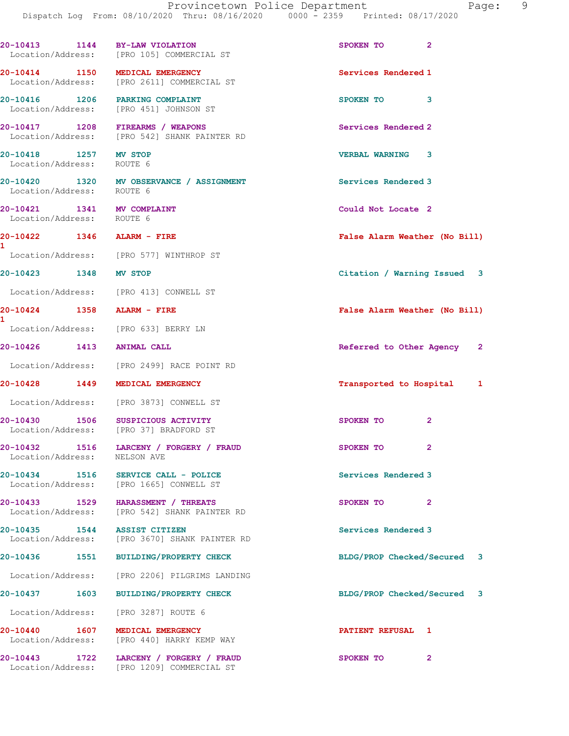20-10413 1144 BY-LAW VIOLATION SPOKEN TO 2
Location/Address: [PRO 105] COMMERCIAL ST

20-10414 1150 MEDICAL EMERGENCY Services Rendered 1
Location/Address: [PRO 2611] COMMERCIAL ST

20-10416 1206 PARKING COMPLAINT SPOKEN TO 3
Location/Address: [PRO 451] JOHNSON ST

20-10417 1208 FIREARMS / WEAPONS Services Rendered 2
Location/Address: [PRO 542] SHANK PAINTER RD

20-10418 1257 MV STOP VERBAL WARNING 3
Location/Address: ROUTE 6

20-10420 1320 MV OBSERVANCE / ASSIGNMENT Services Rendered 3
Location/Address: ROUTE 6

20-10421 1341 MV COMPLAINT Could Not Locate 2
Location/Address: ROUTE 6

20-10422 1346 ALARM - FIRE False Alarm Weather (No Bill) 1
Location/Address: [PRO 577] WINTHROP ST

20-10423 1348 MV STOP Citation / Warning Issued 3
Location/Address: [PRO 413] CONWELL ST

20-10424 1358 ALARM - FIRE False Alarm Weather (No Bill) 1
Location/Address: [PRO 633] BERRY LN

20-10426 1413 ANIMAL CALL Referred to Other Agency 2
Location/Address: [PRO 2499] RACE POINT RD

20-10428 1449 MEDICAL EMERGENCY Transported to Hospital 1
Location/Address: [PRO 3873] CONWELL ST

20-10430 1506 SUSPICIOUS ACTIVITY SPOKEN TO 2
Location/Address: [PRO 37] BRADFORD ST

20-10432 1516 LARCENY / FORGERY / FRAUD SPOKEN TO 2
Location/Address: NELSON AVE

20-10434 1516 SERVICE CALL - POLICE Services Rendered 3
Location/Address: [PRO 1665] CONWELL ST

20-10433 1529 HARASSMENT / THREATS SPOKEN TO 2
Location/Address: [PRO 542] SHANK PAINTER RD

20-10435 1544 ASSIST CITIZEN Services Rendered 3
Location/Address: [PRO 3670] SHANK PAINTER RD

20-10436 1551 BUILDING/PROPERTY CHECK BLDG/PROP Checked/Secured 3
Location/Address: [PRO 2206] PILGRIMS LANDING

20-10437 1603 BUILDING/PROPERTY CHECK BLDG/PROP Checked/Secured 3
Location/Address: [PRO 3287] ROUTE 6

20-10440 1607 MEDICAL EMERGENCY PATIENT REFUSAL 1
Location/Address: [PRO 440] HARRY KEMP WAY

20-10443 1722 LARCENY / FORGERY / FRAUD SPOKEN TO 2
Location/Address: [PRO 1209] COMMERCIAL ST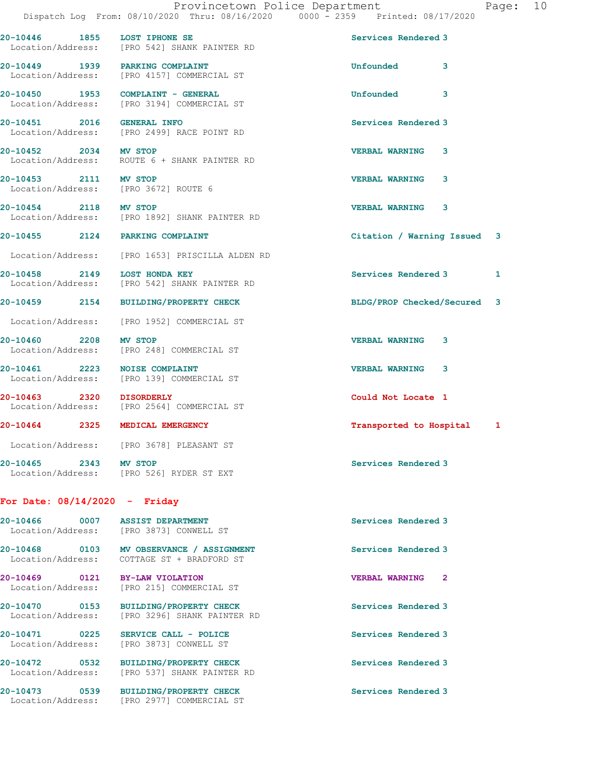20-10446 1855 LOST IPHONE SE Services Rendered 3
Location/Address: [PRO 542] SHANK PAINTER RD

20-10449 1939 PARKING COMPLAINT Unfounded 3
Location/Address: [PRO 4157] COMMERCIAL ST

20-10450 1953 COMPLAINT - GENERAL Unfounded 3
Location/Address: [PRO 3194] COMMERCIAL ST

20-10451 2016 GENERAL INFO Services Rendered 3
Location/Address: [PRO 2499] RACE POINT RD

20-10452 2034 MV STOP VERBAL WARNING 3
Location/Address: ROUTE 6 + SHANK PAINTER RD

20-10453 2111 MV STOP VERBAL WARNING 3
Location/Address: [PRO 3672] ROUTE 6

20-10454 2118 MV STOP VERBAL WARNING 3
Location/Address: [PRO 1892] SHANK PAINTER RD

20-10455 2124 PARKING COMPLAINT Citation / Warning Issued 3
Location/Address: [PRO 1653] PRISCILLA ALDEN RD

20-10458 2149 LOST HONDA KEY Services Rendered 3 1
Location/Address: [PRO 542] SHANK PAINTER RD

20-10459 2154 BUILDING/PROPERTY CHECK BLDG/PROP Checked/Secured 3
Location/Address: [PRO 1952] COMMERCIAL ST

20-10460 2208 MV STOP VERBAL WARNING 3
Location/Address: [PRO 248] COMMERCIAL ST

20-10461 2223 NOISE COMPLAINT VERBAL WARNING 3
Location/Address: [PRO 139] COMMERCIAL ST

20-10463 2320 DISORDERLY Could Not Locate 1
Location/Address: [PRO 2564] COMMERCIAL ST

20-10464 2325 MEDICAL EMERGENCY Transported to Hospital 1
Location/Address: [PRO 3678] PLEASANT ST

20-10465 2343 MV STOP Services Rendered 3
Location/Address: [PRO 526] RYDER ST EXT

**For Date: 08/14/2020 - Friday**

20-10466 0007 ASSIST DEPARTMENT Services Rendered 3
Location/Address: [PRO 3873] CONWELL ST

20-10468 0103 MV OBSERVANCE / ASSIGNMENT Services Rendered 3
Location/Address: COTTAGE ST + BRADFORD ST

20-10469 0121 BY-LAW VIOLATION VERBAL WARNING 2
Location/Address: [PRO 215] COMMERCIAL ST

20-10470 0153 BUILDING/PROPERTY CHECK Services Rendered 3
Location/Address: [PRO 3296] SHANK PAINTER RD

20-10471 0225 SERVICE CALL - POLICE Services Rendered 3
Location/Address: [PRO 3873] CONWELL ST

20-10472 0532 BUILDING/PROPERTY CHECK Services Rendered 3
Location/Address: [PRO 537] SHANK PAINTER RD

20-10473 0539 BUILDING/PROPERTY CHECK Services Rendered 3
Location/Address: [PRO 2977] COMMERCIAL ST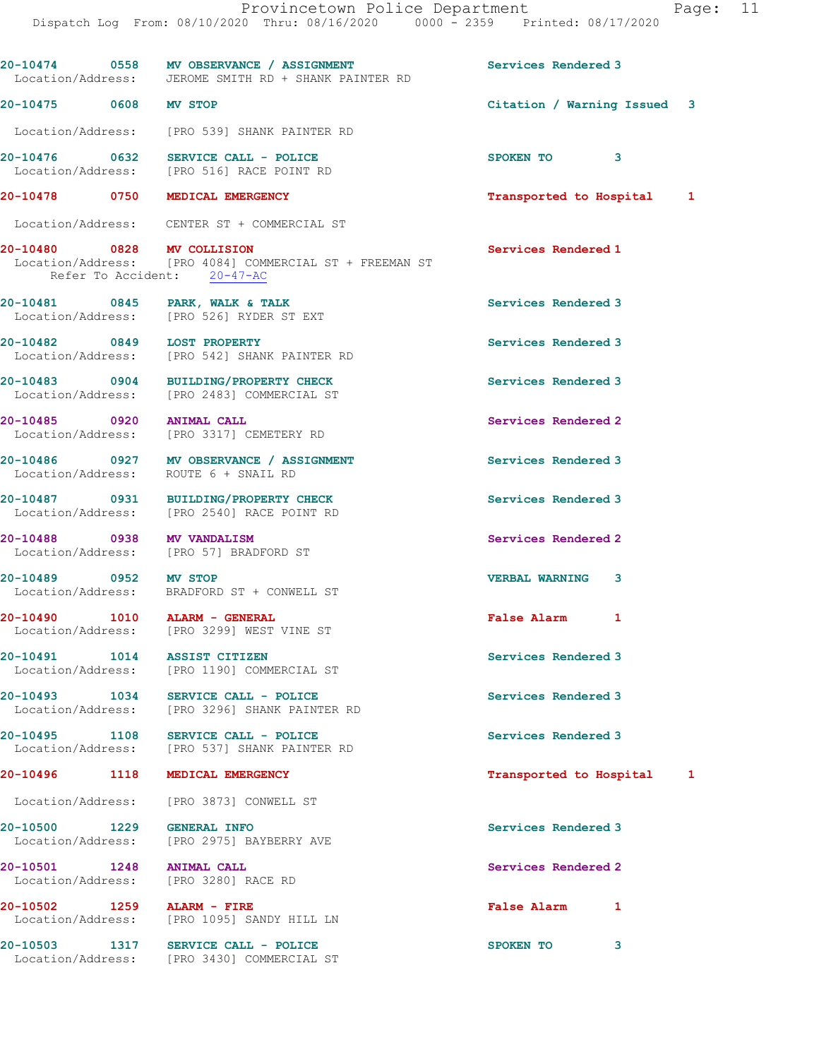20-10474 0558 MV OBSERVANCE / ASSIGNMENT Services Rendered 3
Location/Address: JEROME SMITH RD + SHANK PAINTER RD

20-10475 0608 MV STOP Citation / Warning Issued 3
Location/Address: [PRO 539] SHANK PAINTER RD

20-10476 0632 SERVICE CALL - POLICE SPOKEN TO 3
Location/Address: [PRO 516] RACE POINT RD

20-10478 0750 MEDICAL EMERGENCY Transported to Hospital 1
Location/Address: CENTER ST + COMMERCIAL ST

20-10480 0828 MV COLLISION Services Rendered 1
Location/Address: [PRO 4084] COMMERCIAL ST + FREEMAN ST
Refer To Accident: 20-47-AC

20-10481 0845 PARK, WALK & TALK Services Rendered 3
Location/Address: [PRO 526] RYDER ST EXT

20-10482 0849 LOST PROPERTY Services Rendered 3
Location/Address: [PRO 542] SHANK PAINTER RD

20-10483 0904 BUILDING/PROPERTY CHECK Services Rendered 3
Location/Address: [PRO 2483] COMMERCIAL ST

20-10485 0920 ANIMAL CALL Services Rendered 2
Location/Address: [PRO 3317] CEMETERY RD

20-10486 0927 MV OBSERVANCE / ASSIGNMENT Services Rendered 3
Location/Address: ROUTE 6 + SNAIL RD

20-10487 0931 BUILDING/PROPERTY CHECK Services Rendered 3
Location/Address: [PRO 2540] RACE POINT RD

20-10488 0938 MV VANDALISM Services Rendered 2
Location/Address: [PRO 57] BRADFORD ST

20-10489 0952 MV STOP VERBAL WARNING 3
Location/Address: BRADFORD ST + CONWELL ST

20-10490 1010 ALARM - GENERAL False Alarm 1
Location/Address: [PRO 3299] WEST VINE ST

20-10491 1014 ASSIST CITIZEN Services Rendered 3
Location/Address: [PRO 1190] COMMERCIAL ST

20-10493 1034 SERVICE CALL - POLICE Services Rendered 3
Location/Address: [PRO 3296] SHANK PAINTER RD

20-10495 1108 SERVICE CALL - POLICE Services Rendered 3
Location/Address: [PRO 537] SHANK PAINTER RD

20-10496 1118 MEDICAL EMERGENCY Transported to Hospital 1
Location/Address: [PRO 3873] CONWELL ST

20-10500 1229 GENERAL INFO Services Rendered 3
Location/Address: [PRO 2975] BAYBERRY AVE

20-10501 1248 ANIMAL CALL Services Rendered 2
Location/Address: [PRO 3280] RACE RD

20-10502 1259 ALARM - FIRE False Alarm 1
Location/Address: [PRO 1095] SANDY HILL LN

20-10503 1317 SERVICE CALL - POLICE SPOKEN TO 3
Location/Address: [PRO 3430] COMMERCIAL ST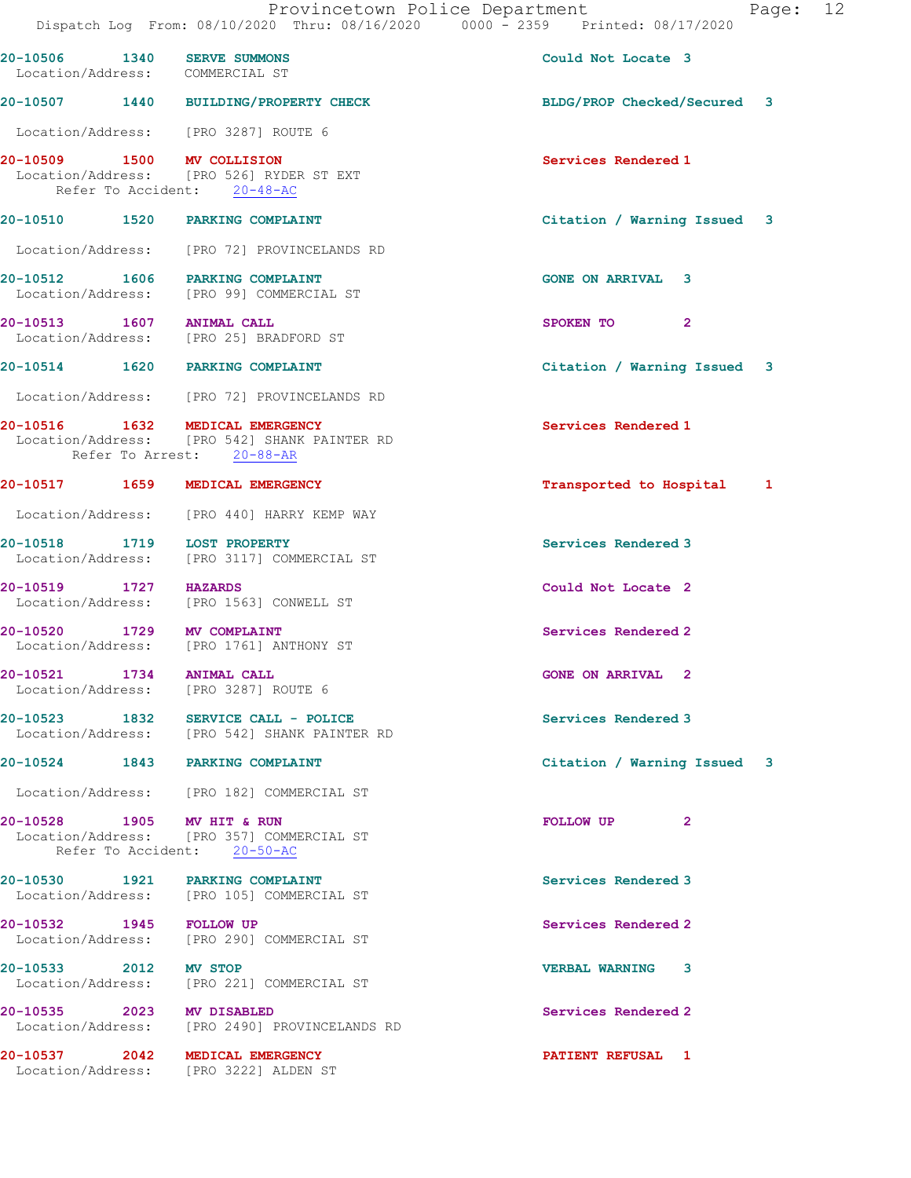20-10506 1340 SERVE SUMMONS Could Not Locate 3
Location/Address: COMMERCIAL ST

20-10507 1440 BUILDING/PROPERTY CHECK BLDG/PROP Checked/Secured 3
Location/Address: [PRO 3287] ROUTE 6

20-10509 1500 MV COLLISION Services Rendered 1
Location/Address: [PRO 526] RYDER ST EXT
Refer To Accident: 20-48-AC

20-10510 1520 PARKING COMPLAINT Citation / Warning Issued 3
Location/Address: [PRO 72] PROVINCELANDS RD

20-10512 1606 PARKING COMPLAINT GONE ON ARRIVAL 3
Location/Address: [PRO 99] COMMERCIAL ST

20-10513 1607 ANIMAL CALL SPOKEN TO 2
Location/Address: [PRO 25] BRADFORD ST

20-10514 1620 PARKING COMPLAINT Citation / Warning Issued 3
Location/Address: [PRO 72] PROVINCELANDS RD

20-10516 1632 MEDICAL EMERGENCY Services Rendered 1
Location/Address: [PRO 542] SHANK PAINTER RD
Refer To Arrest: 20-88-AR

20-10517 1659 MEDICAL EMERGENCY Transported to Hospital 1
Location/Address: [PRO 440] HARRY KEMP WAY

20-10518 1719 LOST PROPERTY Services Rendered 3
Location/Address: [PRO 3117] COMMERCIAL ST

20-10519 1727 HAZARDS Could Not Locate 2
Location/Address: [PRO 1563] CONWELL ST

20-10520 1729 MV COMPLAINT Services Rendered 2
Location/Address: [PRO 1761] ANTHONY ST

20-10521 1734 ANIMAL CALL GONE ON ARRIVAL 2
Location/Address: [PRO 3287] ROUTE 6

20-10523 1832 SERVICE CALL - POLICE Services Rendered 3
Location/Address: [PRO 542] SHANK PAINTER RD

20-10524 1843 PARKING COMPLAINT Citation / Warning Issued 3
Location/Address: [PRO 182] COMMERCIAL ST

20-10528 1905 MV HIT & RUN FOLLOW UP 2
Location/Address: [PRO 357] COMMERCIAL ST
Refer To Accident: 20-50-AC

20-10530 1921 PARKING COMPLAINT Services Rendered 3
Location/Address: [PRO 105] COMMERCIAL ST

20-10532 1945 FOLLOW UP Services Rendered 2
Location/Address: [PRO 290] COMMERCIAL ST

20-10533 2012 MV STOP VERBAL WARNING 3
Location/Address: [PRO 221] COMMERCIAL ST

20-10535 2023 MV DISABLED Services Rendered 2
Location/Address: [PRO 2490] PROVINCELANDS RD

20-10537 2042 MEDICAL EMERGENCY PATIENT REFUSAL 1
Location/Address: [PRO 3222] ALDEN ST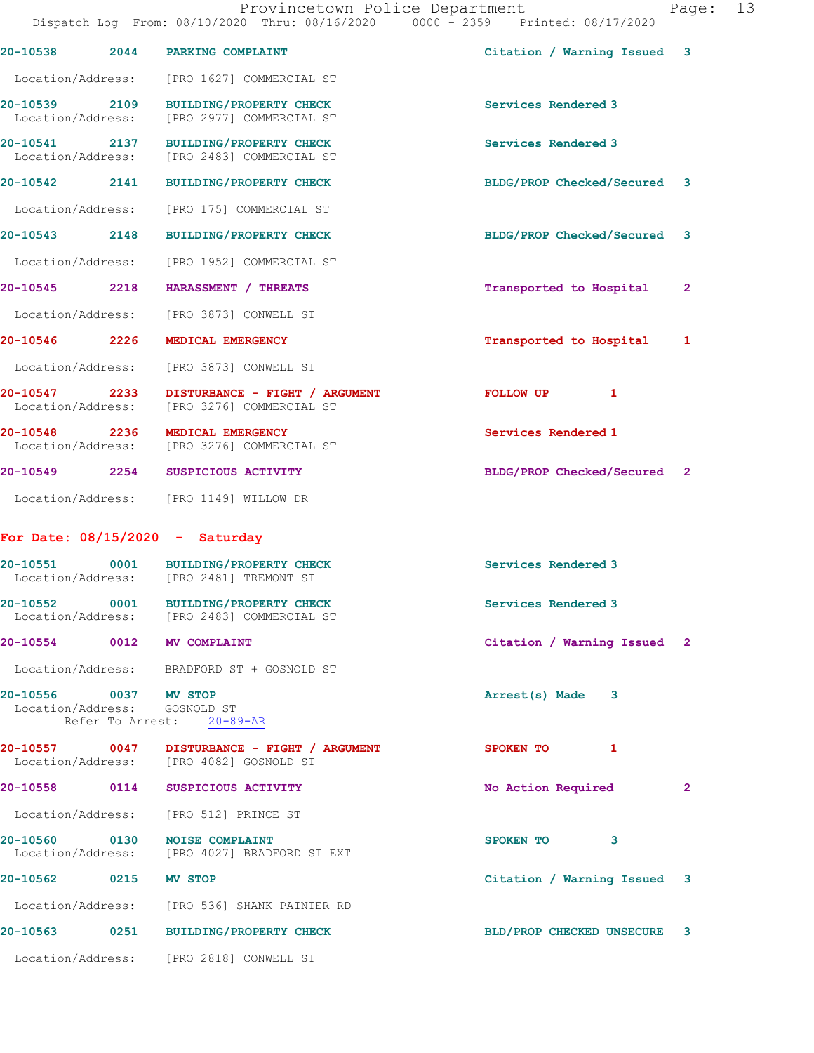20-10538 2044 PARKING COMPLAINT Citation / Warning Issued 3

Location/Address: [PRO 1627] COMMERCIAL ST

20-10539 2109 BUILDING/PROPERTY CHECK Services Rendered 3
Location/Address: [PRO 2977] COMMERCIAL ST

20-10541 2137 BUILDING/PROPERTY CHECK Services Rendered 3
Location/Address: [PRO 2483] COMMERCIAL ST

20-10542 2141 BUILDING/PROPERTY CHECK BLDG/PROP Checked/Secured 3

Location/Address: [PRO 175] COMMERCIAL ST

20-10543 2148 BUILDING/PROPERTY CHECK BLDG/PROP Checked/Secured 3

Location/Address: [PRO 1952] COMMERCIAL ST

20-10545 2218 HARASSMENT / THREATS Transported to Hospital 2

Location/Address: [PRO 3873] CONWELL ST

20-10546 2226 MEDICAL EMERGENCY Transported to Hospital 1

Location/Address: [PRO 3873] CONWELL ST

20-10547 2233 DISTURBANCE - FIGHT / ARGUMENT FOLLOW UP 1
Location/Address: [PRO 3276] COMMERCIAL ST

20-10548 2236 MEDICAL EMERGENCY Services Rendered 1
Location/Address: [PRO 3276] COMMERCIAL ST

20-10549 2254 SUSPICIOUS ACTIVITY BLDG/PROP Checked/Secured 2

Location/Address: [PRO 1149] WILLOW DR

## For Date: 08/15/2020 - Saturday

20-10551 0001 BUILDING/PROPERTY CHECK Services Rendered 3
Location/Address: [PRO 2481] TREMONT ST

20-10552 0001 BUILDING/PROPERTY CHECK Services Rendered 3
Location/Address: [PRO 2483] COMMERCIAL ST

20-10554 0012 MV COMPLAINT Citation / Warning Issued 2

Location/Address: BRADFORD ST + GOSNOLD ST

20-10556 0037 MV STOP Arrest(s) Made 3
Location/Address: GOSNOLD ST
Refer To Arrest: 20-89-AR

20-10557 0047 DISTURBANCE - FIGHT / ARGUMENT SPOKEN TO 1
Location/Address: [PRO 4082] GOSNOLD ST

20-10558 0114 SUSPICIOUS ACTIVITY No Action Required 2

Location/Address: [PRO 512] PRINCE ST

20-10560 0130 NOISE COMPLAINT SPOKEN TO 3
Location/Address: [PRO 4027] BRADFORD ST EXT

20-10562 0215 MV STOP Citation / Warning Issued 3

Location/Address: [PRO 536] SHANK PAINTER RD

20-10563 0251 BUILDING/PROPERTY CHECK BLD/PROP CHECKED UNSECURE 3

Location/Address: [PRO 2818] CONWELL ST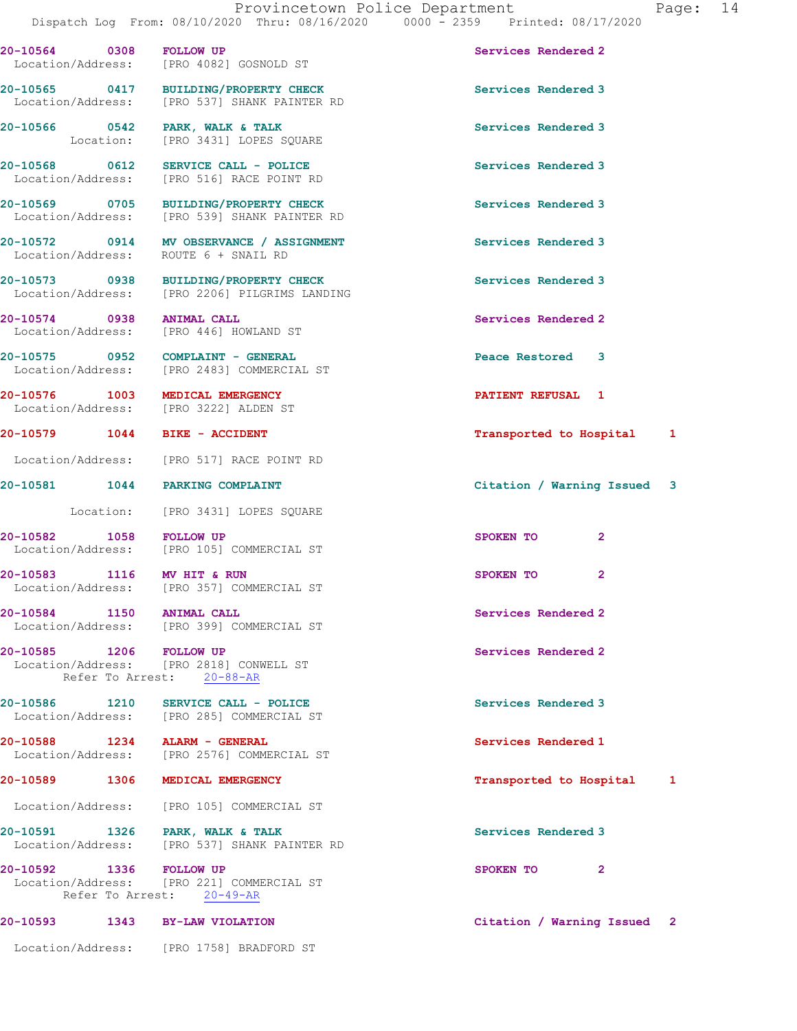20-10564 0308 FOLLOW UP Services Rendered 2
Location/Address: [PRO 4082] GOSNOLD ST

20-10565 0417 BUILDING/PROPERTY CHECK Services Rendered 3
Location/Address: [PRO 537] SHANK PAINTER RD

20-10566 0542 PARK, WALK & TALK Services Rendered 3
Location: [PRO 3431] LOPES SQUARE

20-10568 0612 SERVICE CALL - POLICE Services Rendered 3
Location/Address: [PRO 516] RACE POINT RD

20-10569 0705 BUILDING/PROPERTY CHECK Services Rendered 3
Location/Address: [PRO 539] SHANK PAINTER RD

20-10572 0914 MV OBSERVANCE / ASSIGNMENT Services Rendered 3
Location/Address: ROUTE 6 + SNAIL RD

20-10573 0938 BUILDING/PROPERTY CHECK Services Rendered 3
Location/Address: [PRO 2206] PILGRIMS LANDING

20-10574 0938 ANIMAL CALL Services Rendered 2
Location/Address: [PRO 446] HOWLAND ST

20-10575 0952 COMPLAINT - GENERAL Peace Restored 3
Location/Address: [PRO 2483] COMMERCIAL ST

20-10576 1003 MEDICAL EMERGENCY PATIENT REFUSAL 1
Location/Address: [PRO 3222] ALDEN ST

20-10579 1044 BIKE - ACCIDENT Transported to Hospital 1
Location/Address: [PRO 517] RACE POINT RD

20-10581 1044 PARKING COMPLAINT Citation / Warning Issued 3
Location: [PRO 3431] LOPES SQUARE

20-10582 1058 FOLLOW UP SPOKEN TO 2
Location/Address: [PRO 105] COMMERCIAL ST

20-10583 1116 MV HIT & RUN SPOKEN TO 2
Location/Address: [PRO 357] COMMERCIAL ST

20-10584 1150 ANIMAL CALL Services Rendered 2
Location/Address: [PRO 399] COMMERCIAL ST

20-10585 1206 FOLLOW UP Services Rendered 2
Location/Address: [PRO 2818] CONWELL ST
Refer To Arrest: 20-88-AR

20-10586 1210 SERVICE CALL - POLICE Services Rendered 3
Location/Address: [PRO 285] COMMERCIAL ST

20-10588 1234 ALARM - GENERAL Services Rendered 1
Location/Address: [PRO 2576] COMMERCIAL ST

20-10589 1306 MEDICAL EMERGENCY Transported to Hospital 1
Location/Address: [PRO 105] COMMERCIAL ST

20-10591 1326 PARK, WALK & TALK Services Rendered 3
Location/Address: [PRO 537] SHANK PAINTER RD

20-10592 1336 FOLLOW UP SPOKEN TO 2
Location/Address: [PRO 221] COMMERCIAL ST
Refer To Arrest: 20-49-AR

20-10593 1343 BY-LAW VIOLATION Citation / Warning Issued 2
Location/Address: [PRO 1758] BRADFORD ST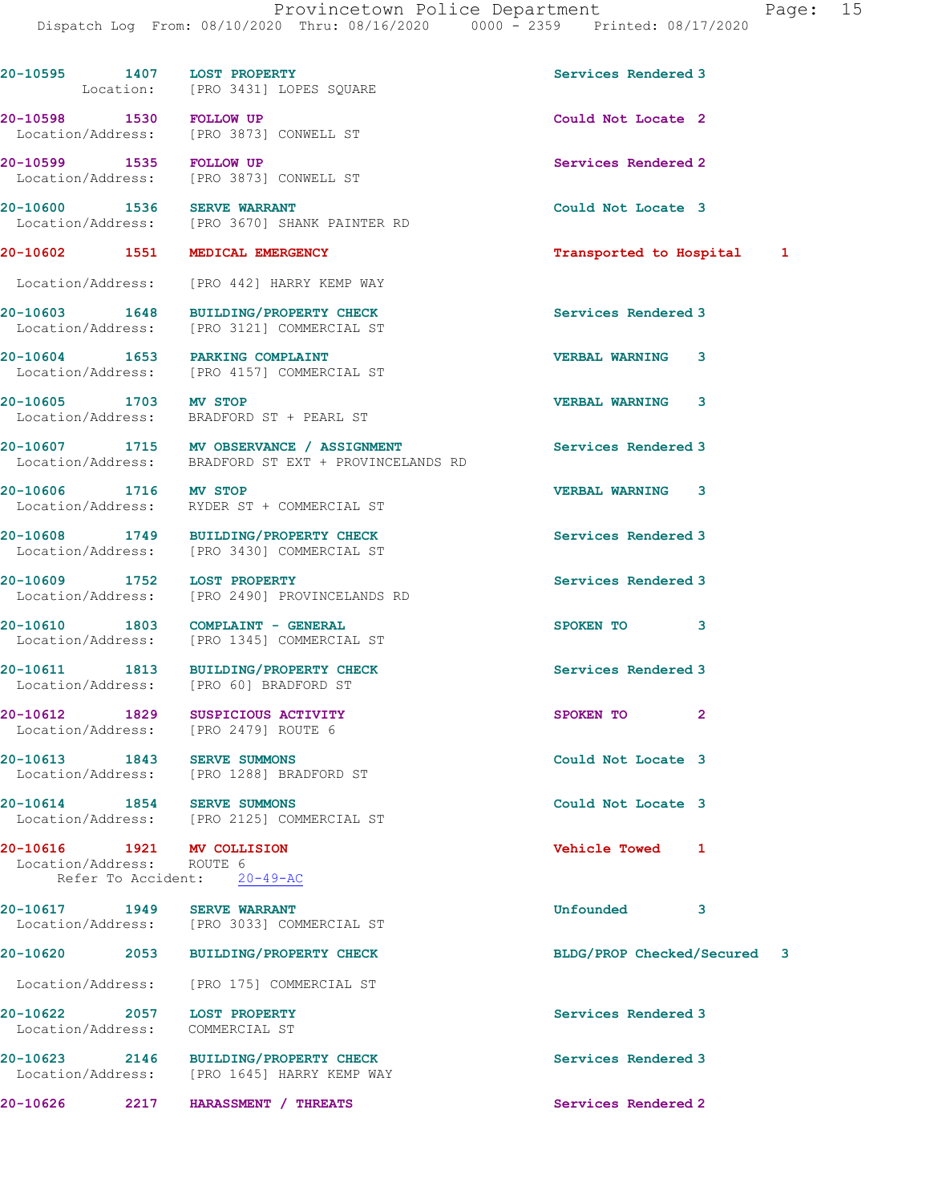20-10595 1407 **LOST PROPERTY** Services Rendered 3
Location: [PRO 3431] LOPES SQUARE

20-10598 1530 **FOLLOW UP** Could Not Locate 2
Location/Address: [PRO 3873] CONWELL ST

20-10599 1535 **FOLLOW UP** Services Rendered 2
Location/Address: [PRO 3873] CONWELL ST

20-10600 1536 **SERVE WARRANT** Could Not Locate 3
Location/Address: [PRO 3670] SHANK PAINTER RD

20-10602 1551 **MEDICAL EMERGENCY** Transported to Hospital 1
Location/Address: [PRO 442] HARRY KEMP WAY

20-10603 1648 **BUILDING/PROPERTY CHECK** Services Rendered 3
Location/Address: [PRO 3121] COMMERCIAL ST

20-10604 1653 **PARKING COMPLAINT** VERBAL WARNING 3
Location/Address: [PRO 4157] COMMERCIAL ST

20-10605 1703 **MV STOP** VERBAL WARNING 3
Location/Address: BRADFORD ST + PEARL ST

20-10607 1715 **MV OBSERVANCE / ASSIGNMENT** Services Rendered 3
Location/Address: BRADFORD ST EXT + PROVINCELANDS RD

20-10606 1716 **MV STOP** VERBAL WARNING 3
Location/Address: RYDER ST + COMMERCIAL ST

20-10608 1749 **BUILDING/PROPERTY CHECK** Services Rendered 3
Location/Address: [PRO 3430] COMMERCIAL ST

20-10609 1752 **LOST PROPERTY** Services Rendered 3
Location/Address: [PRO 2490] PROVINCELANDS RD

20-10610 1803 **COMPLAINT - GENERAL** SPOKEN TO 3
Location/Address: [PRO 1345] COMMERCIAL ST

20-10611 1813 **BUILDING/PROPERTY CHECK** Services Rendered 3
Location/Address: [PRO 60] BRADFORD ST

20-10612 1829 **SUSPICIOUS ACTIVITY** SPOKEN TO 2
Location/Address: [PRO 2479] ROUTE 6

20-10613 1843 **SERVE SUMMONS** Could Not Locate 3
Location/Address: [PRO 1288] BRADFORD ST

20-10614 1854 **SERVE SUMMONS** Could Not Locate 3
Location/Address: [PRO 2125] COMMERCIAL ST

20-10616 1921 **MV COLLISION** Vehicle Towed 1
Location/Address: ROUTE 6
Refer To Accident: 20-49-AC

20-10617 1949 **SERVE WARRANT** Unfounded 3
Location/Address: [PRO 3033] COMMERCIAL ST

20-10620 2053 **BUILDING/PROPERTY CHECK** BLDG/PROP Checked/Secured 3
Location/Address: [PRO 175] COMMERCIAL ST

20-10622 2057 **LOST PROPERTY** Services Rendered 3
Location/Address: COMMERCIAL ST

20-10623 2146 **BUILDING/PROPERTY CHECK** Services Rendered 3
Location/Address: [PRO 1645] HARRY KEMP WAY

20-10626 2217 **HARASSMENT / THREATS** Services Rendered 2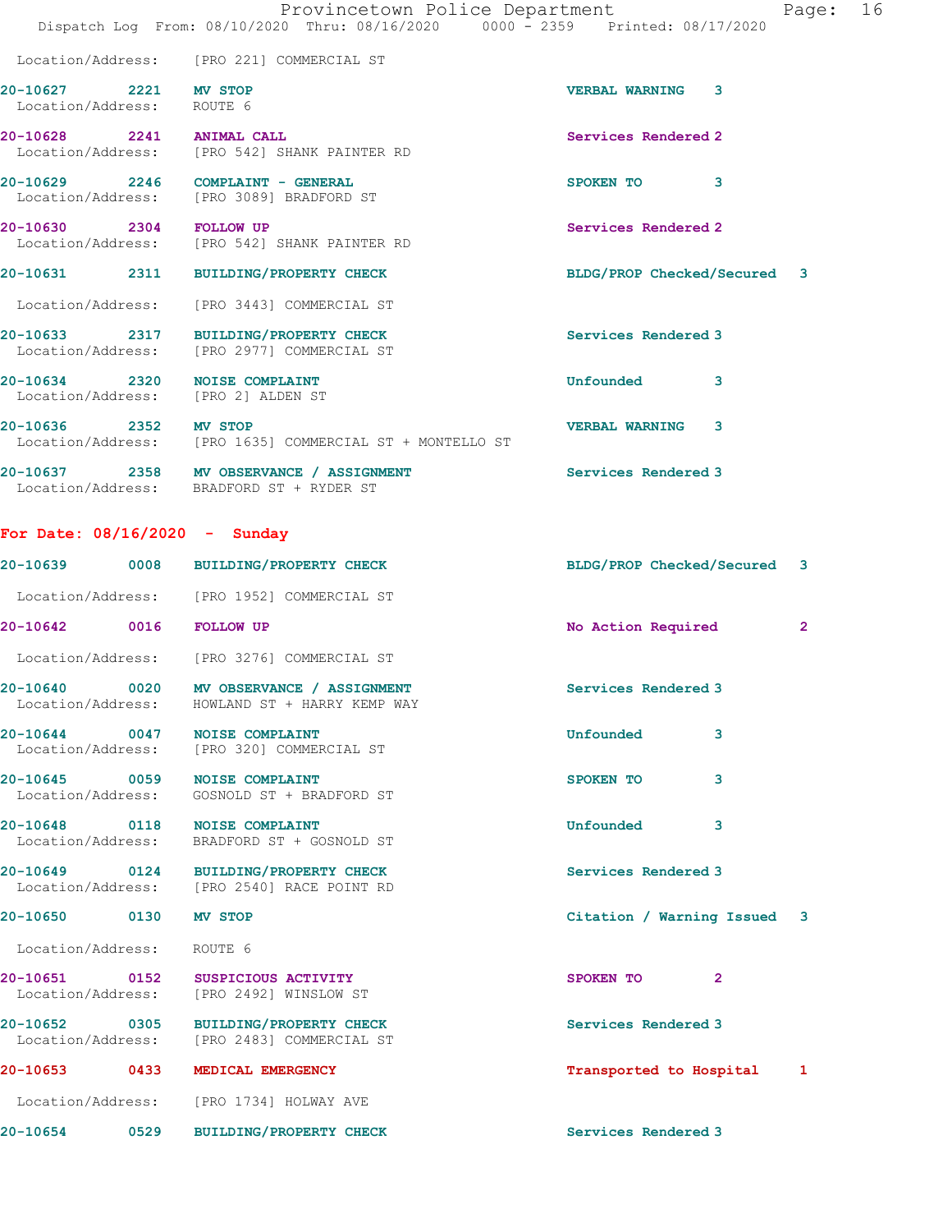Location/Address: [PRO 221] COMMERCIAL ST

**20-10627 2221 MV STOP** VERBAL WARNING 3
Location/Address: ROUTE 6

**20-10628 2241 ANIMAL CALL** Services Rendered 2
Location/Address: [PRO 542] SHANK PAINTER RD

**20-10629 2246 COMPLAINT - GENERAL** SPOKEN TO 3
Location/Address: [PRO 3089] BRADFORD ST

**20-10630 2304 FOLLOW UP** Services Rendered 2
Location/Address: [PRO 542] SHANK PAINTER RD

**20-10631 2311 BUILDING/PROPERTY CHECK** BLDG/PROP Checked/Secured 3
Location/Address: [PRO 3443] COMMERCIAL ST

**20-10633 2317 BUILDING/PROPERTY CHECK** Services Rendered 3
Location/Address: [PRO 2977] COMMERCIAL ST

**20-10634 2320 NOISE COMPLAINT** Unfounded 3
Location/Address: [PRO 2] ALDEN ST

**20-10636 2352 MV STOP** VERBAL WARNING 3
Location/Address: [PRO 1635] COMMERCIAL ST + MONTELLO ST

**20-10637 2358 MV OBSERVANCE / ASSIGNMENT** Services Rendered 3
Location/Address: BRADFORD ST + RYDER ST

## For Date: 08/16/2020 - Sunday

**20-10639 0008 BUILDING/PROPERTY CHECK** BLDG/PROP Checked/Secured 3
Location/Address: [PRO 1952] COMMERCIAL ST

**20-10642 0016 FOLLOW UP** No Action Required 2
Location/Address: [PRO 3276] COMMERCIAL ST

**20-10640 0020 MV OBSERVANCE / ASSIGNMENT** Services Rendered 3
Location/Address: HOWLAND ST + HARRY KEMP WAY

**20-10644 0047 NOISE COMPLAINT** Unfounded 3
Location/Address: [PRO 320] COMMERCIAL ST

**20-10645 0059 NOISE COMPLAINT** SPOKEN TO 3
Location/Address: GOSNOLD ST + BRADFORD ST

**20-10648 0118 NOISE COMPLAINT** Unfounded 3
Location/Address: BRADFORD ST + GOSNOLD ST

**20-10649 0124 BUILDING/PROPERTY CHECK** Services Rendered 3
Location/Address: [PRO 2540] RACE POINT RD

**20-10650 0130 MV STOP** Citation / Warning Issued 3
Location/Address: ROUTE 6

**20-10651 0152 SUSPICIOUS ACTIVITY** SPOKEN TO 2
Location/Address: [PRO 2492] WINSLOW ST

**20-10652 0305 BUILDING/PROPERTY CHECK** Services Rendered 3
Location/Address: [PRO 2483] COMMERCIAL ST

**20-10653 0433 MEDICAL EMERGENCY** Transported to Hospital 1
Location/Address: [PRO 1734] HOLWAY AVE

**20-10654 0529 BUILDING/PROPERTY CHECK** Services Rendered 3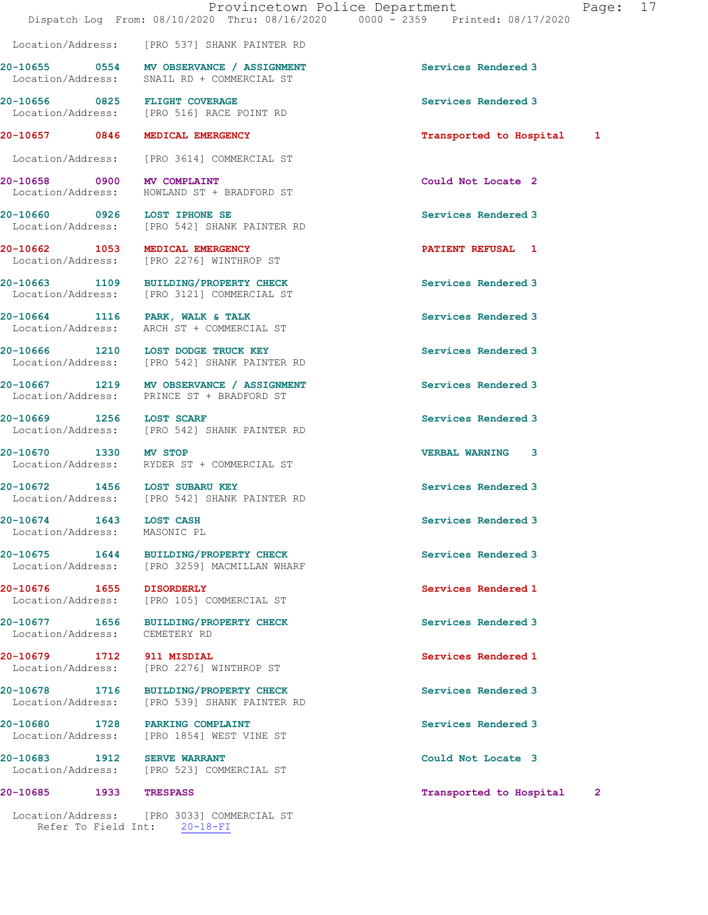Location/Address: [PRO 537] SHANK PAINTER RD

**20-10655 0554 MV OBSERVANCE / ASSIGNMENT** Services Rendered 3
Location/Address: SNAIL RD + COMMERCIAL ST

**20-10656 0825 FLIGHT COVERAGE** Services Rendered 3
Location/Address: [PRO 516] RACE POINT RD

**20-10657 0846 MEDICAL EMERGENCY** Transported to Hospital 1
Location/Address: [PRO 3614] COMMERCIAL ST

**20-10658 0900 MV COMPLAINT** Could Not Locate 2
Location/Address: HOWLAND ST + BRADFORD ST

**20-10660 0926 LOST IPHONE SE** Services Rendered 3
Location/Address: [PRO 542] SHANK PAINTER RD

**20-10662 1053 MEDICAL EMERGENCY** PATIENT REFUSAL 1
Location/Address: [PRO 2276] WINTHROP ST

**20-10663 1109 BUILDING/PROPERTY CHECK** Services Rendered 3
Location/Address: [PRO 3121] COMMERCIAL ST

**20-10664 1116 PARK, WALK & TALK** Services Rendered 3
Location/Address: ARCH ST + COMMERCIAL ST

**20-10666 1210 LOST DODGE TRUCK KEY** Services Rendered 3
Location/Address: [PRO 542] SHANK PAINTER RD

**20-10667 1219 MV OBSERVANCE / ASSIGNMENT** Services Rendered 3
Location/Address: PRINCE ST + BRADFORD ST

**20-10669 1256 LOST SCARF** Services Rendered 3
Location/Address: [PRO 542] SHANK PAINTER RD

**20-10670 1330 MV STOP** VERBAL WARNING 3
Location/Address: RYDER ST + COMMERCIAL ST

**20-10672 1456 LOST SUBARU KEY** Services Rendered 3
Location/Address: [PRO 542] SHANK PAINTER RD

**20-10674 1643 LOST CASH** Services Rendered 3
Location/Address: MASONIC PL

**20-10675 1644 BUILDING/PROPERTY CHECK** Services Rendered 3
Location/Address: [PRO 3259] MACMILLAN WHARF

**20-10676 1655 DISORDERLY** Services Rendered 1
Location/Address: [PRO 105] COMMERCIAL ST

**20-10677 1656 BUILDING/PROPERTY CHECK** Services Rendered 3
Location/Address: CEMETERY RD

**20-10679 1712 911 MISDIAL** Services Rendered 1
Location/Address: [PRO 2276] WINTHROP ST

**20-10678 1716 BUILDING/PROPERTY CHECK** Services Rendered 3
Location/Address: [PRO 539] SHANK PAINTER RD

**20-10680 1728 PARKING COMPLAINT** Services Rendered 3
Location/Address: [PRO 1854] WEST VINE ST

**20-10683 1912 SERVE WARRANT** Could Not Locate 3
Location/Address: [PRO 523] COMMERCIAL ST

**20-10685 1933 TRESPASS** Transported to Hospital 2
Location/Address: [PRO 3033] COMMERCIAL ST
Refer To Field Int: 20-18-FI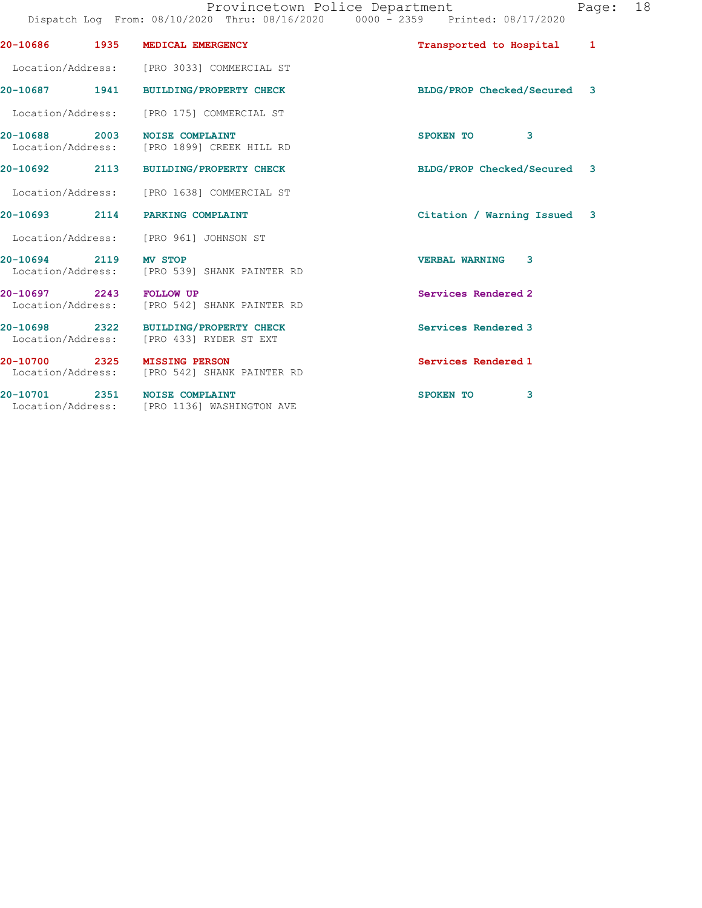| | | | | |
|---|---|---|---|---|
| 20-10686 | 1935 | MEDICAL EMERGENCY | Transported to Hospital | 1 |
| Location/Address: | | [PRO 3033] COMMERCIAL ST | | |
| 20-10687 | 1941 | BUILDING/PROPERTY CHECK | BLDG/PROP Checked/Secured | 3 |
| Location/Address: | | [PRO 175] COMMERCIAL ST | | |
| 20-10688 | 2003 | NOISE COMPLAINT | SPOKEN TO | 3 |
| Location/Address: | | [PRO 1899] CREEK HILL RD | | |
| 20-10692 | 2113 | BUILDING/PROPERTY CHECK | BLDG/PROP Checked/Secured | 3 |
| Location/Address: | | [PRO 1638] COMMERCIAL ST | | |
| 20-10693 | 2114 | PARKING COMPLAINT | Citation / Warning Issued | 3 |
| Location/Address: | | [PRO 961] JOHNSON ST | | |
| 20-10694 | 2119 | MV STOP | VERBAL WARNING | 3 |
| Location/Address: | | [PRO 539] SHANK PAINTER RD | | |
| 20-10697 | 2243 | FOLLOW UP | Services Rendered | 2 |
| Location/Address: | | [PRO 542] SHANK PAINTER RD | | |
| 20-10698 | 2322 | BUILDING/PROPERTY CHECK | Services Rendered | 3 |
| Location/Address: | | [PRO 433] RYDER ST EXT | | |
| 20-10700 | 2325 | MISSING PERSON | Services Rendered | 1 |
| Location/Address: | | [PRO 542] SHANK PAINTER RD | | |
| 20-10701 | 2351 | NOISE COMPLAINT | SPOKEN TO | 3 |
| Location/Address: | | [PRO 1136] WASHINGTON AVE | | |